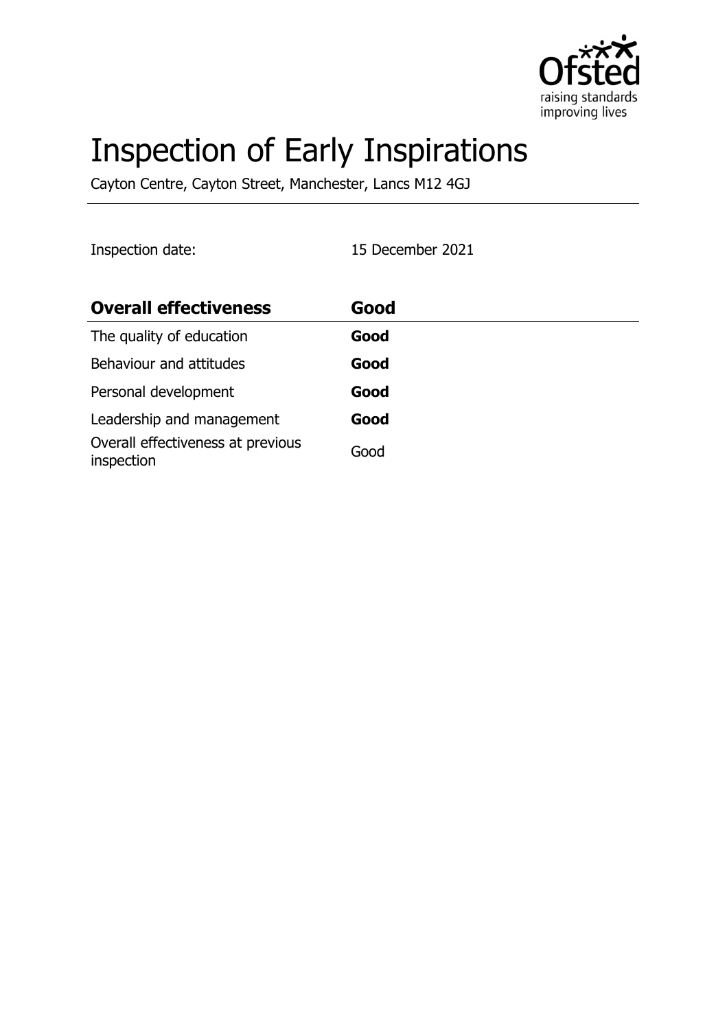# Inspection of Early Inspirations

Cayton Centre, Cayton Street, Manchester, Lancs M12 4GJ

Inspection date: 15 December 2021

| **Overall effectiveness** | **Good** |
| --- | --- |
| The quality of education | **Good** |
| Behaviour and attitudes | **Good** |
| Personal development | **Good** |
| Leadership and management | **Good** |
| Overall effectiveness at previous inspection | Good |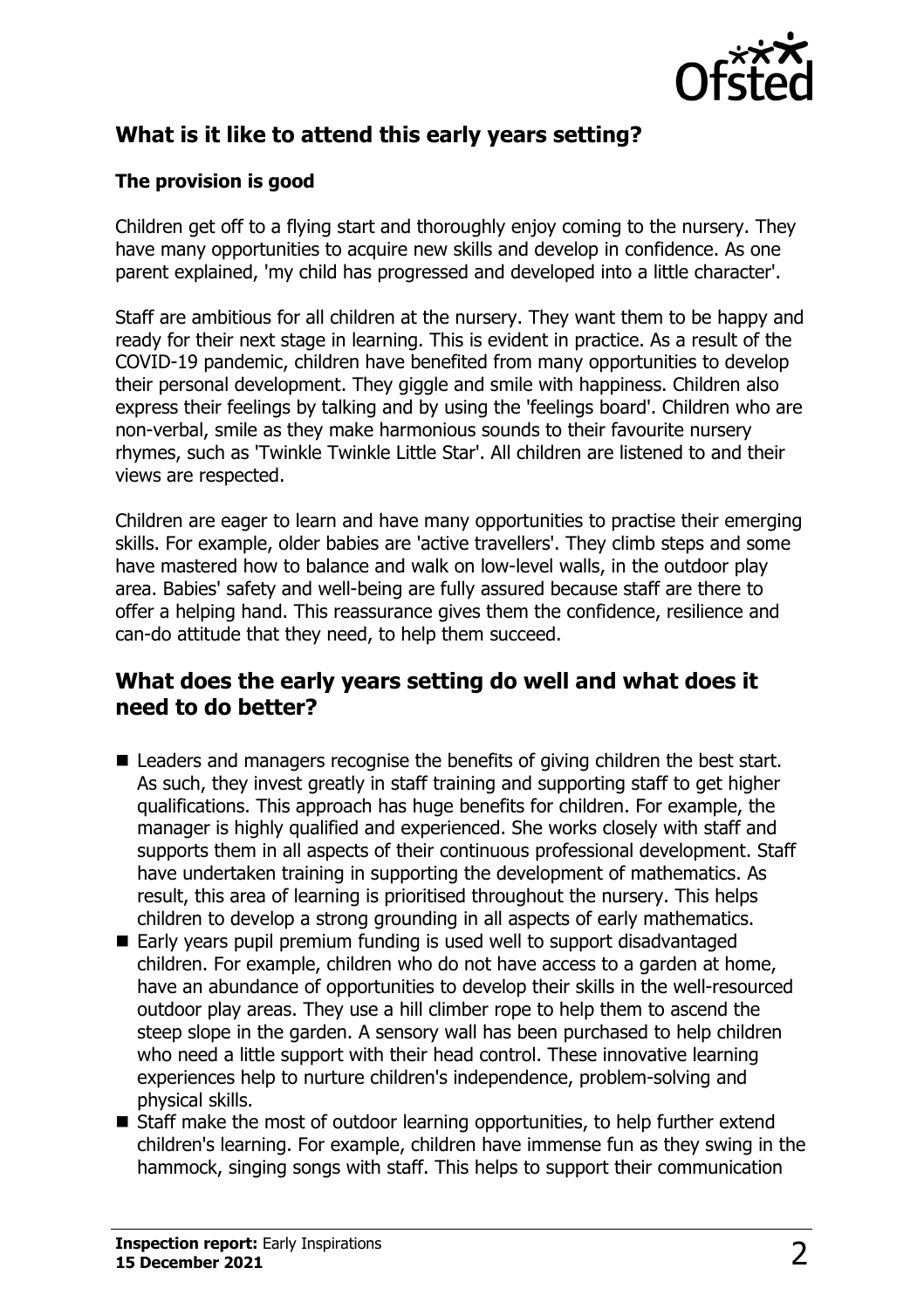## What is it like to attend this early years setting?

### The provision is good

Children get off to a flying start and thoroughly enjoy coming to the nursery. They have many opportunities to acquire new skills and develop in confidence. As one parent explained, 'my child has progressed and developed into a little character'.

Staff are ambitious for all children at the nursery. They want them to be happy and ready for their next stage in learning. This is evident in practice. As a result of the COVID-19 pandemic, children have benefited from many opportunities to develop their personal development. They giggle and smile with happiness. Children also express their feelings by talking and by using the 'feelings board'. Children who are non-verbal, smile as they make harmonious sounds to their favourite nursery rhymes, such as 'Twinkle Twinkle Little Star'. All children are listened to and their views are respected.

Children are eager to learn and have many opportunities to practise their emerging skills. For example, older babies are 'active travellers'. They climb steps and some have mastered how to balance and walk on low-level walls, in the outdoor play area. Babies' safety and well-being are fully assured because staff are there to offer a helping hand. This reassurance gives them the confidence, resilience and can-do attitude that they need, to help them succeed.

## What does the early years setting do well and what does it need to do better?

- Leaders and managers recognise the benefits of giving children the best start. As such, they invest greatly in staff training and supporting staff to get higher qualifications. This approach has huge benefits for children. For example, the manager is highly qualified and experienced. She works closely with staff and supports them in all aspects of their continuous professional development. Staff have undertaken training in supporting the development of mathematics. As result, this area of learning is prioritised throughout the nursery. This helps children to develop a strong grounding in all aspects of early mathematics.
- Early years pupil premium funding is used well to support disadvantaged children. For example, children who do not have access to a garden at home, have an abundance of opportunities to develop their skills in the well-resourced outdoor play areas. They use a hill climber rope to help them to ascend the steep slope in the garden. A sensory wall has been purchased to help children who need a little support with their head control. These innovative learning experiences help to nurture children's independence, problem-solving and physical skills.
- Staff make the most of outdoor learning opportunities, to help further extend children's learning. For example, children have immense fun as they swing in the hammock, singing songs with staff. This helps to support their communication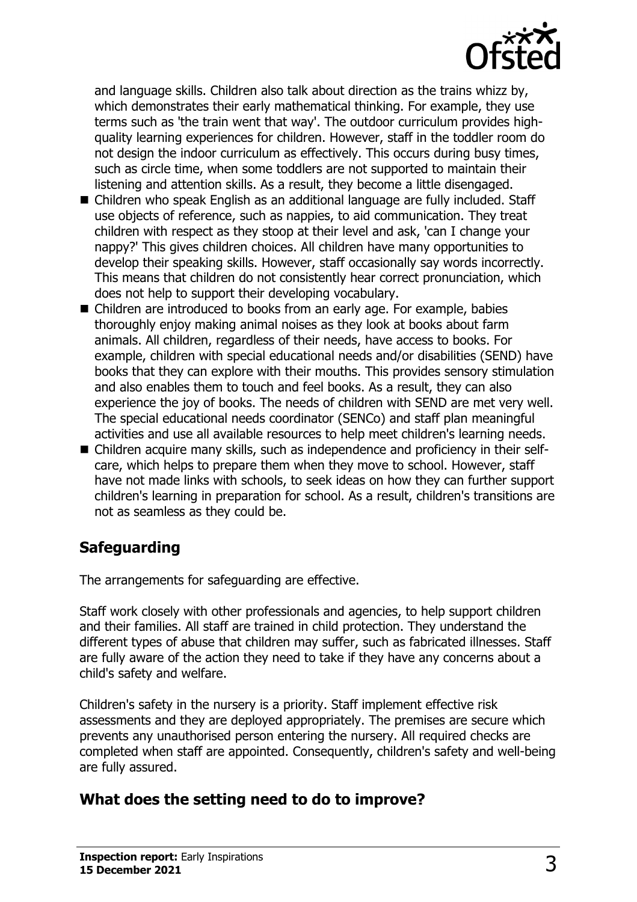and language skills. Children also talk about direction as the trains whizz by, which demonstrates their early mathematical thinking. For example, they use terms such as 'the train went that way'. The outdoor curriculum provides high-quality learning experiences for children. However, staff in the toddler room do not design the indoor curriculum as effectively. This occurs during busy times, such as circle time, when some toddlers are not supported to maintain their listening and attention skills. As a result, they become a little disengaged.

- Children who speak English as an additional language are fully included. Staff use objects of reference, such as nappies, to aid communication. They treat children with respect as they stoop at their level and ask, 'can I change your nappy?' This gives children choices. All children have many opportunities to develop their speaking skills. However, staff occasionally say words incorrectly. This means that children do not consistently hear correct pronunciation, which does not help to support their developing vocabulary.
- Children are introduced to books from an early age. For example, babies thoroughly enjoy making animal noises as they look at books about farm animals. All children, regardless of their needs, have access to books. For example, children with special educational needs and/or disabilities (SEND) have books that they can explore with their mouths. This provides sensory stimulation and also enables them to touch and feel books. As a result, they can also experience the joy of books. The needs of children with SEND are met very well. The special educational needs coordinator (SENCo) and staff plan meaningful activities and use all available resources to help meet children's learning needs.
- Children acquire many skills, such as independence and proficiency in their self-care, which helps to prepare them when they move to school. However, staff have not made links with schools, to seek ideas on how they can further support children's learning in preparation for school. As a result, children's transitions are not as seamless as they could be.

## Safeguarding

The arrangements for safeguarding are effective.

Staff work closely with other professionals and agencies, to help support children and their families. All staff are trained in child protection. They understand the different types of abuse that children may suffer, such as fabricated illnesses. Staff are fully aware of the action they need to take if they have any concerns about a child's safety and welfare.

Children's safety in the nursery is a priority. Staff implement effective risk assessments and they are deployed appropriately. The premises are secure which prevents any unauthorised person entering the nursery. All required checks are completed when staff are appointed. Consequently, children's safety and well-being are fully assured.

## What does the setting need to do to improve?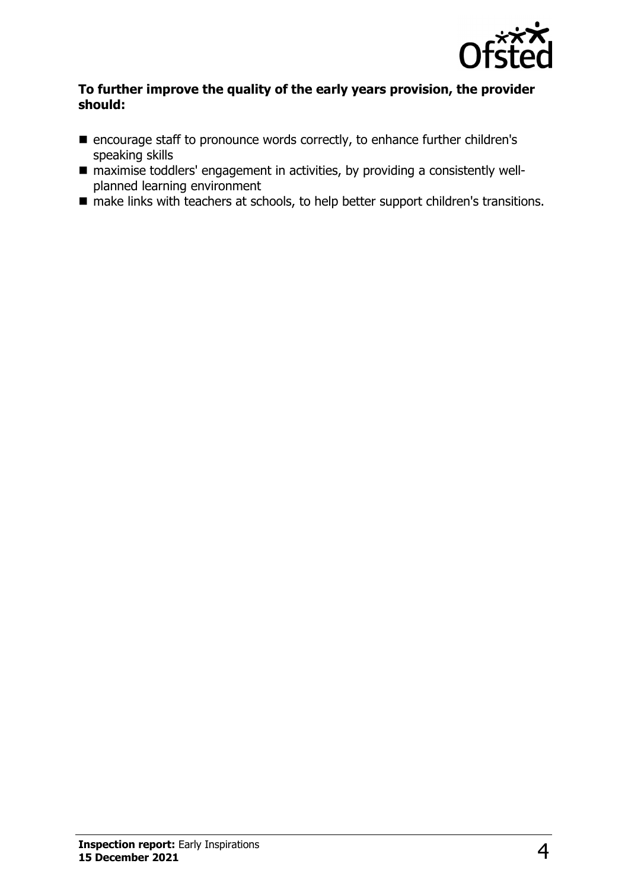**To further improve the quality of the early years provision, the provider should:**

- encourage staff to pronounce words correctly, to enhance further children's speaking skills
- maximise toddlers' engagement in activities, by providing a consistently well-planned learning environment
- make links with teachers at schools, to help better support children's transitions.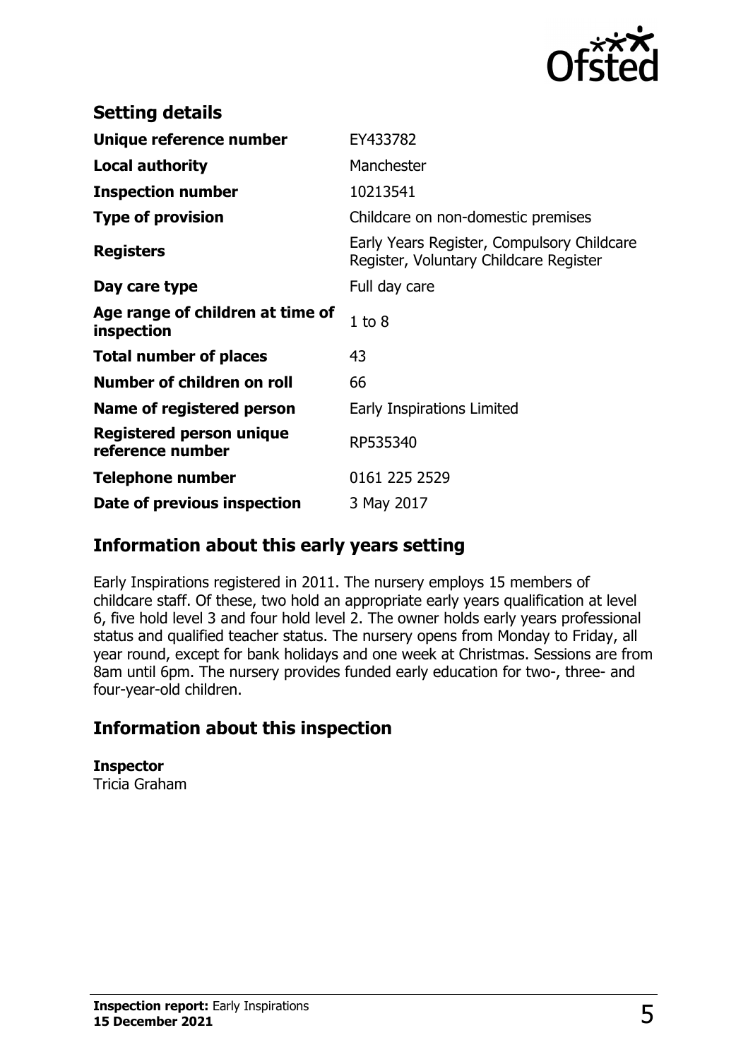## Setting details

| | |
|---|---|
| **Unique reference number** | EY433782 |
| **Local authority** | Manchester |
| **Inspection number** | 10213541 |
| **Type of provision** | Childcare on non-domestic premises |
| **Registers** | Early Years Register, Compulsory Childcare Register, Voluntary Childcare Register |
| **Day care type** | Full day care |
| **Age range of children at time of inspection** | 1 to 8 |
| **Total number of places** | 43 |
| **Number of children on roll** | 66 |
| **Name of registered person** | Early Inspirations Limited |
| **Registered person unique reference number** | RP535340 |
| **Telephone number** | 0161 225 2529 |
| **Date of previous inspection** | 3 May 2017 |

## Information about this early years setting

Early Inspirations registered in 2011. The nursery employs 15 members of childcare staff. Of these, two hold an appropriate early years qualification at level 6, five hold level 3 and four hold level 2. The owner holds early years professional status and qualified teacher status. The nursery opens from Monday to Friday, all year round, except for bank holidays and one week at Christmas. Sessions are from 8am until 6pm. The nursery provides funded early education for two-, three- and four-year-old children.

## Information about this inspection

**Inspector**
Tricia Graham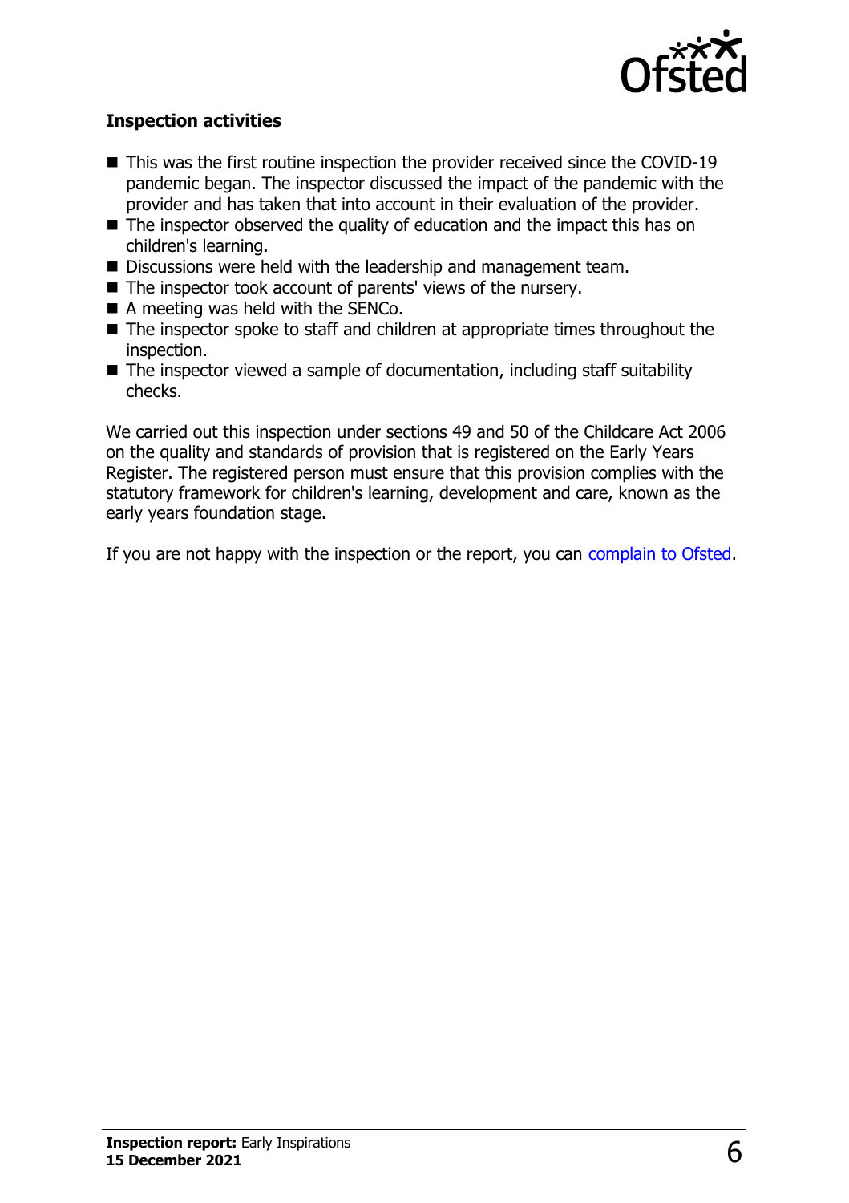**Inspection activities**

- This was the first routine inspection the provider received since the COVID-19 pandemic began. The inspector discussed the impact of the pandemic with the provider and has taken that into account in their evaluation of the provider.
- The inspector observed the quality of education and the impact this has on children's learning.
- Discussions were held with the leadership and management team.
- The inspector took account of parents' views of the nursery.
- A meeting was held with the SENCo.
- The inspector spoke to staff and children at appropriate times throughout the inspection.
- The inspector viewed a sample of documentation, including staff suitability checks.

We carried out this inspection under sections 49 and 50 of the Childcare Act 2006 on the quality and standards of provision that is registered on the Early Years Register. The registered person must ensure that this provision complies with the statutory framework for children's learning, development and care, known as the early years foundation stage.

If you are not happy with the inspection or the report, you can complain to Ofsted.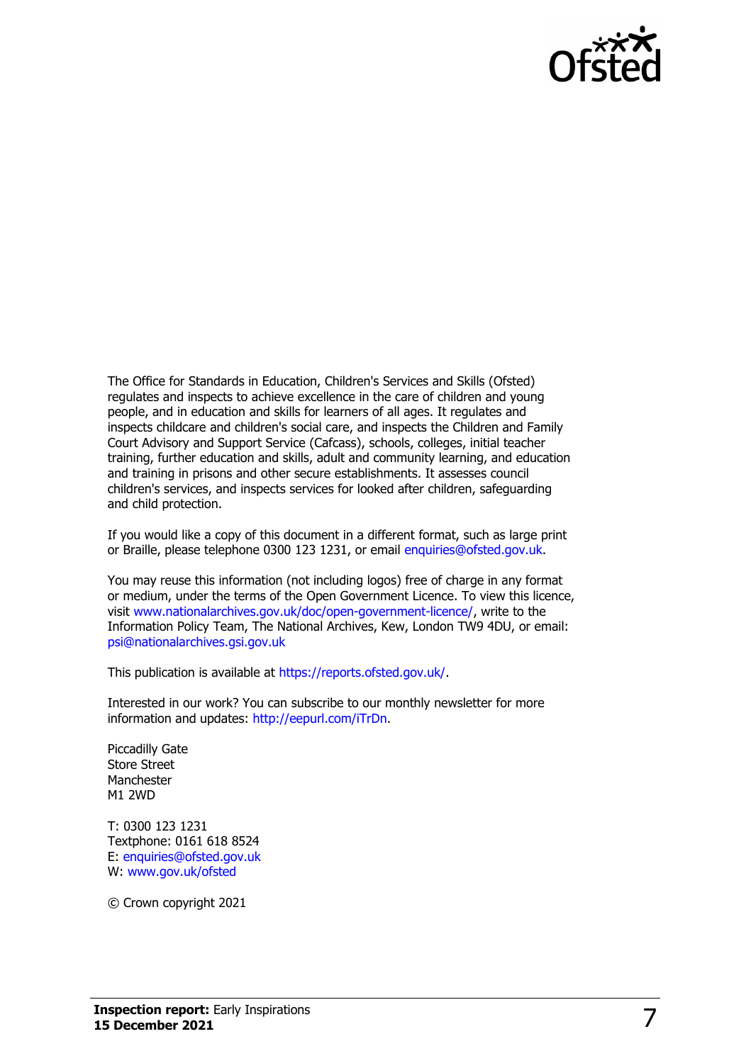The Office for Standards in Education, Children's Services and Skills (Ofsted) regulates and inspects to achieve excellence in the care of children and young people, and in education and skills for learners of all ages. It regulates and inspects childcare and children's social care, and inspects the Children and Family Court Advisory and Support Service (Cafcass), schools, colleges, initial teacher training, further education and skills, adult and community learning, and education and training in prisons and other secure establishments. It assesses council children's services, and inspects services for looked after children, safeguarding and child protection.

If you would like a copy of this document in a different format, such as large print or Braille, please telephone 0300 123 1231, or email enquiries@ofsted.gov.uk.

You may reuse this information (not including logos) free of charge in any format or medium, under the terms of the Open Government Licence. To view this licence, visit www.nationalarchives.gov.uk/doc/open-government-licence/, write to the Information Policy Team, The National Archives, Kew, London TW9 4DU, or email: psi@nationalarchives.gsi.gov.uk

This publication is available at https://reports.ofsted.gov.uk/.

Interested in our work? You can subscribe to our monthly newsletter for more information and updates: http://eepurl.com/iTrDn.

Piccadilly Gate
Store Street
Manchester
M1 2WD

T: 0300 123 1231
Textphone: 0161 618 8524
E: enquiries@ofsted.gov.uk
W: www.gov.uk/ofsted

© Crown copyright 2021